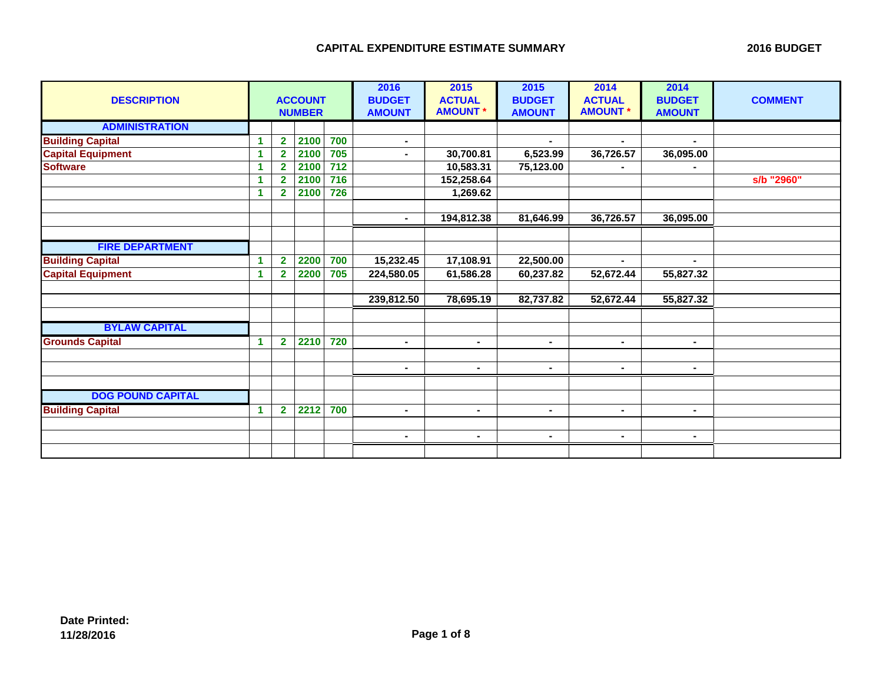# CAPITAL EXPENDITURE ESTIMATE SUMMARY

**2016 BUDGET**

| DESCRIPTION | ACCOUNT NUMBER | | | | 2016 BUDGET AMOUNT | 2015 ACTUAL AMOUNT * | 2015 BUDGET AMOUNT | 2014 ACTUAL AMOUNT * | 2014 BUDGET AMOUNT | COMMENT |
|---|---|---|---|---|---|---|---|---|---|---|
| **ADMINISTRATION** | | | | | | | | | | |
| Building Capital | 1 | 2 | 2100 | 700 | - | | - | - | - | |
| Capital Equipment | 1 | 2 | 2100 | 705 | - | 30,700.81 | 6,523.99 | 36,726.57 | 36,095.00 | |
| Software | 1 | 2 | 2100 | 712 | | 10,583.31 | 75,123.00 | - | - | |
| | 1 | 2 | 2100 | 716 | | 152,258.64 | | | | s/b "2960" |
| | 1 | 2 | 2100 | 726 | | 1,269.62 | | | | |
| | | | | | | | | | | |
| | | | | | - | 194,812.38 | 81,646.99 | 36,726.57 | 36,095.00 | |
| | | | | | | | | | | |
| **FIRE DEPARTMENT** | | | | | | | | | | |
| Building Capital | 1 | 2 | 2200 | 700 | 15,232.45 | 17,108.91 | 22,500.00 | - | - | |
| Capital Equipment | 1 | 2 | 2200 | 705 | 224,580.05 | 61,586.28 | 60,237.82 | 52,672.44 | 55,827.32 | |
| | | | | | | | | | | |
| | | | | | 239,812.50 | 78,695.19 | 82,737.82 | 52,672.44 | 55,827.32 | |
| | | | | | | | | | | |
| **BYLAW CAPITAL** | | | | | | | | | | |
| Grounds Capital | 1 | 2 | 2210 | 720 | - | - | - | - | - | |
| | | | | | | | | | | |
| | | | | | - | - | - | - | - | |
| | | | | | | | | | | |
| **DOG POUND CAPITAL** | | | | | | | | | | |
| Building Capital | 1 | 2 | 2212 | 700 | - | - | - | - | - | |
| | | | | | | | | | | |
| | | | | | - | - | - | - | - | |
| | | | | | | | | | | |

**Date Printed:**
**11/28/2016**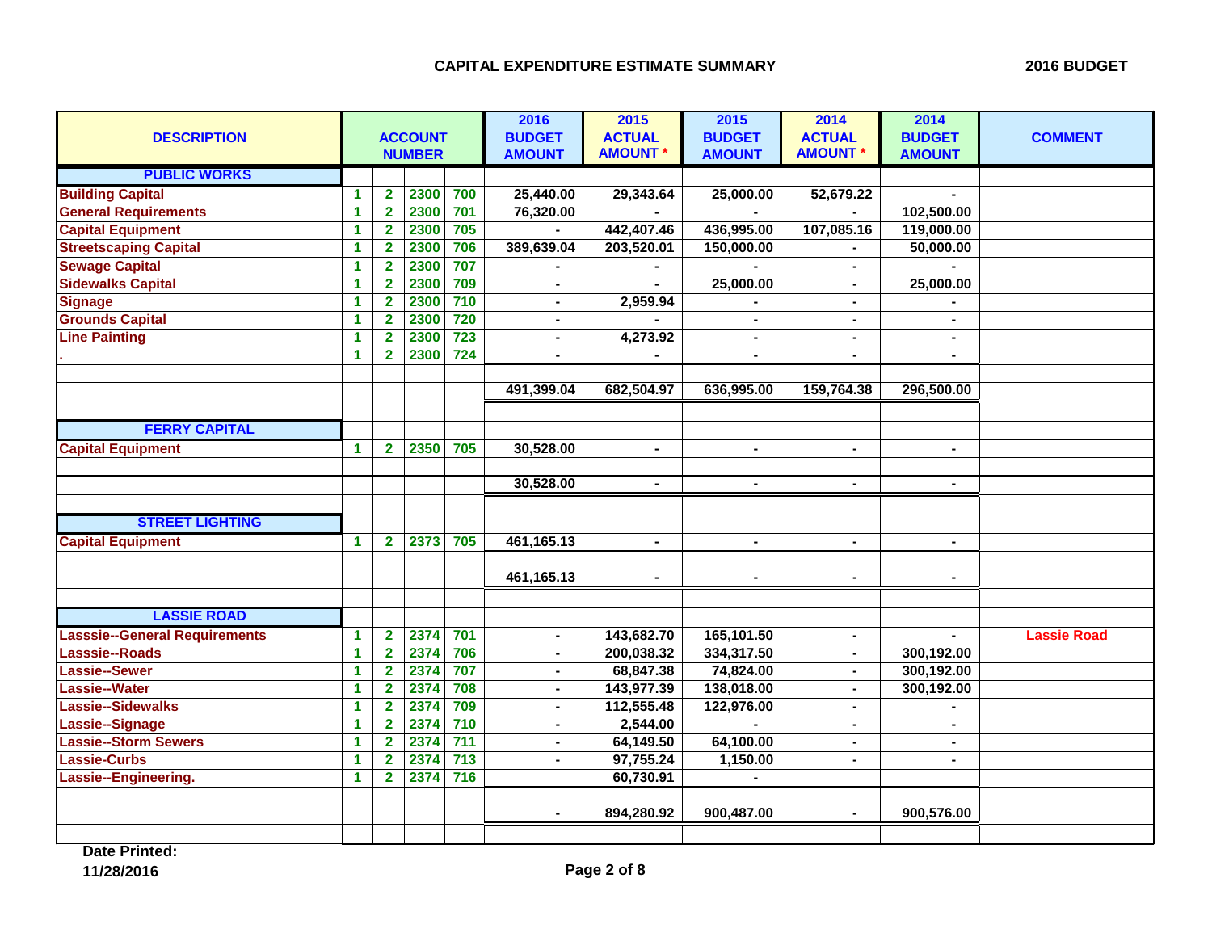## CAPITAL EXPENDITURE ESTIMATE SUMMARY

**2016 BUDGET**

| DESCRIPTION | ACCOUNT NUMBER | | | | 2016 BUDGET AMOUNT | 2015 ACTUAL AMOUNT * | 2015 BUDGET AMOUNT | 2014 ACTUAL AMOUNT * | 2014 BUDGET AMOUNT | COMMENT |
|---|---|---|---|---|---|---|---|---|---|---|
| **PUBLIC WORKS** | | | | | | | | | | |
| Building Capital | 1 | 2 | 2300 | 700 | 25,440.00 | 29,343.64 | 25,000.00 | 52,679.22 | - | |
| General Requirements | 1 | 2 | 2300 | 701 | 76,320.00 | - | - | - | 102,500.00 | |
| Capital Equipment | 1 | 2 | 2300 | 705 | - | 442,407.46 | 436,995.00 | 107,085.16 | 119,000.00 | |
| Streetscaping Capital | 1 | 2 | 2300 | 706 | 389,639.04 | 203,520.01 | 150,000.00 | - | 50,000.00 | |
| Sewage Capital | 1 | 2 | 2300 | 707 | - | - | - | - | - | |
| Sidewalks Capital | 1 | 2 | 2300 | 709 | - | - | 25,000.00 | - | 25,000.00 | |
| Signage | 1 | 2 | 2300 | 710 | - | 2,959.94 | - | - | - | |
| Grounds Capital | 1 | 2 | 2300 | 720 | - | - | - | - | - | |
| Line Painting | 1 | 2 | 2300 | 723 | - | 4,273.92 | - | - | - | |
| . | 1 | 2 | 2300 | 724 | - | - | - | - | - | |
| | | | | | 491,399.04 | 682,504.97 | 636,995.00 | 159,764.38 | 296,500.00 | |
| **FERRY CAPITAL** | | | | | | | | | | |
| Capital Equipment | 1 | 2 | 2350 | 705 | 30,528.00 | - | - | - | - | |
| | | | | | 30,528.00 | - | - | - | - | |
| **STREET LIGHTING** | | | | | | | | | | |
| Capital Equipment | 1 | 2 | 2373 | 705 | 461,165.13 | - | - | - | - | |
| | | | | | 461,165.13 | - | - | - | - | |
| **LASSIE ROAD** | | | | | | | | | | |
| Lasssie--General Requirements | 1 | 2 | 2374 | 701 | - | 143,682.70 | 165,101.50 | - | - | Lassie Road |
| Lasssie--Roads | 1 | 2 | 2374 | 706 | - | 200,038.32 | 334,317.50 | - | 300,192.00 | |
| Lassie--Sewer | 1 | 2 | 2374 | 707 | - | 68,847.38 | 74,824.00 | - | 300,192.00 | |
| Lassie--Water | 1 | 2 | 2374 | 708 | - | 143,977.39 | 138,018.00 | - | 300,192.00 | |
| Lassie--Sidewalks | 1 | 2 | 2374 | 709 | - | 112,555.48 | 122,976.00 | - | - | |
| Lassie--Signage | 1 | 2 | 2374 | 710 | - | 2,544.00 | - | - | - | |
| Lassie--Storm Sewers | 1 | 2 | 2374 | 711 | - | 64,149.50 | 64,100.00 | - | - | |
| Lassie-Curbs | 1 | 2 | 2374 | 713 | - | 97,755.24 | 1,150.00 | - | - | |
| Lassie--Engineering. | 1 | 2 | 2374 | 716 | | 60,730.91 | - | | | |
| | | | | | - | 894,280.92 | 900,487.00 | - | 900,576.00 | |

Date Printed:
11/28/2016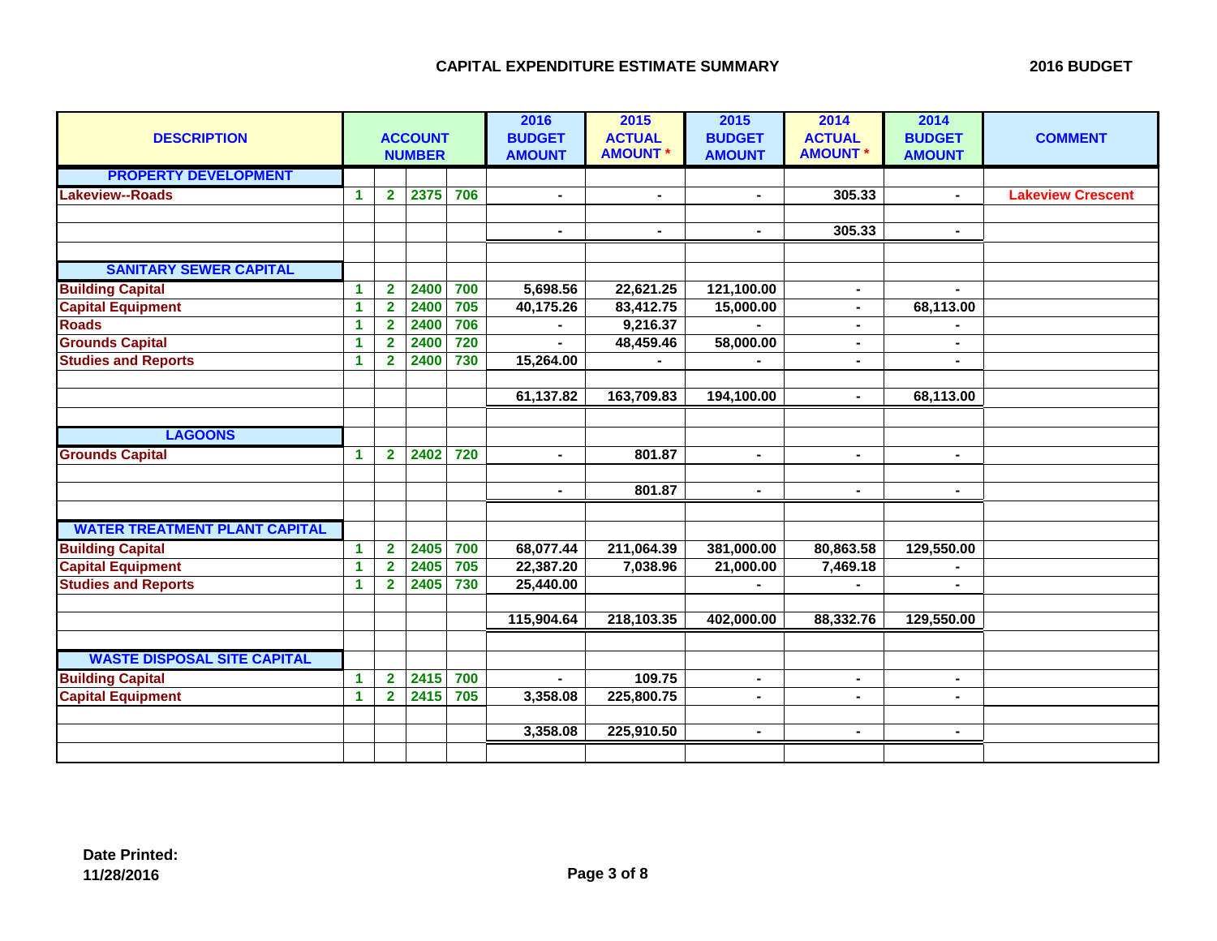# CAPITAL EXPENDITURE ESTIMATE SUMMARY

**2016 BUDGET**

| DESCRIPTION | ACCOUNT NUMBER | | | | 2016 BUDGET AMOUNT | 2015 ACTUAL AMOUNT * | 2015 BUDGET AMOUNT | 2014 ACTUAL AMOUNT * | 2014 BUDGET AMOUNT | COMMENT |
|---|---|---|---|---|---|---|---|---|---|---|
| **PROPERTY DEVELOPMENT** | | | | | | | | | | |
| Lakeview--Roads | 1 | 2 | 2375 | 706 | - | - | - | 305.33 | - | Lakeview Crescent |
| | | | | | - | - | - | 305.33 | - | |
| **SANITARY SEWER CAPITAL** | | | | | | | | | | |
| Building Capital | 1 | 2 | 2400 | 700 | 5,698.56 | 22,621.25 | 121,100.00 | - | - | |
| Capital Equipment | 1 | 2 | 2400 | 705 | 40,175.26 | 83,412.75 | 15,000.00 | - | 68,113.00 | |
| Roads | 1 | 2 | 2400 | 706 | - | 9,216.37 | - | - | - | |
| Grounds Capital | 1 | 2 | 2400 | 720 | - | 48,459.46 | 58,000.00 | - | - | |
| Studies and Reports | 1 | 2 | 2400 | 730 | 15,264.00 | - | - | - | - | |
| | | | | | 61,137.82 | 163,709.83 | 194,100.00 | - | 68,113.00 | |
| **LAGOONS** | | | | | | | | | | |
| Grounds Capital | 1 | 2 | 2402 | 720 | - | 801.87 | - | - | - | |
| | | | | | - | 801.87 | - | - | - | |
| **WATER TREATMENT PLANT CAPITAL** | | | | | | | | | | |
| Building Capital | 1 | 2 | 2405 | 700 | 68,077.44 | 211,064.39 | 381,000.00 | 80,863.58 | 129,550.00 | |
| Capital Equipment | 1 | 2 | 2405 | 705 | 22,387.20 | 7,038.96 | 21,000.00 | 7,469.18 | - | |
| Studies and Reports | 1 | 2 | 2405 | 730 | 25,440.00 | | - | - | - | |
| | | | | | 115,904.64 | 218,103.35 | 402,000.00 | 88,332.76 | 129,550.00 | |
| **WASTE DISPOSAL SITE CAPITAL** | | | | | | | | | | |
| Building Capital | 1 | 2 | 2415 | 700 | - | 109.75 | - | - | - | |
| Capital Equipment | 1 | 2 | 2415 | 705 | 3,358.08 | 225,800.75 | - | - | - | |
| | | | | | 3,358.08 | 225,910.50 | - | - | - | |

**Date Printed:**
**11/28/2016**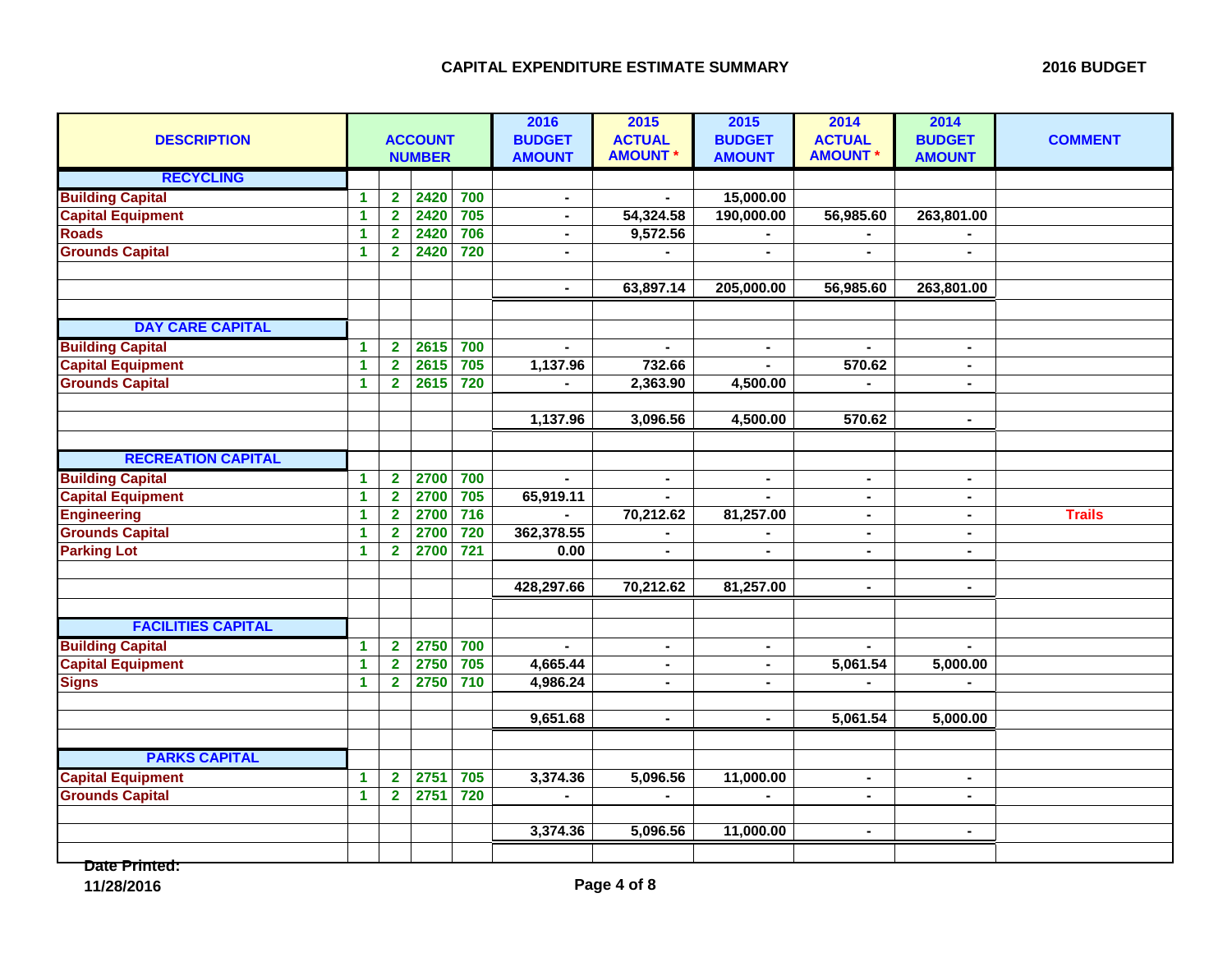# CAPITAL EXPENDITURE ESTIMATE SUMMARY

**2016 BUDGET**

| DESCRIPTION | ACCOUNT NUMBER | | | | 2016 BUDGET AMOUNT | 2015 ACTUAL AMOUNT * | 2015 BUDGET AMOUNT | 2014 ACTUAL AMOUNT * | 2014 BUDGET AMOUNT | COMMENT |
|---|---|---|---|---|---|---|---|---|---|---|
| **RECYCLING** | | | | | | | | | | |
| Building Capital | 1 | 2 | 2420 | 700 | - | - | 15,000.00 | | | |
| Capital Equipment | 1 | 2 | 2420 | 705 | - | 54,324.58 | 190,000.00 | 56,985.60 | 263,801.00 | |
| Roads | 1 | 2 | 2420 | 706 | - | 9,572.56 | - | - | - | |
| Grounds Capital | 1 | 2 | 2420 | 720 | - | - | - | - | - | |
| | | | | | - | 63,897.14 | 205,000.00 | 56,985.60 | 263,801.00 | |
| **DAY CARE CAPITAL** | | | | | | | | | | |
| Building Capital | 1 | 2 | 2615 | 700 | - | - | - | - | - | |
| Capital Equipment | 1 | 2 | 2615 | 705 | 1,137.96 | 732.66 | - | 570.62 | - | |
| Grounds Capital | 1 | 2 | 2615 | 720 | - | 2,363.90 | 4,500.00 | - | - | |
| | | | | | 1,137.96 | 3,096.56 | 4,500.00 | 570.62 | - | |
| **RECREATION CAPITAL** | | | | | | | | | | |
| Building Capital | 1 | 2 | 2700 | 700 | - | - | - | - | - | |
| Capital Equipment | 1 | 2 | 2700 | 705 | 65,919.11 | - | - | - | - | |
| Engineering | 1 | 2 | 2700 | 716 | - | 70,212.62 | 81,257.00 | - | - | Trails |
| Grounds Capital | 1 | 2 | 2700 | 720 | 362,378.55 | - | - | - | - | |
| Parking Lot | 1 | 2 | 2700 | 721 | 0.00 | - | - | - | - | |
| | | | | | 428,297.66 | 70,212.62 | 81,257.00 | - | - | |
| **FACILITIES CAPITAL** | | | | | | | | | | |
| Building Capital | 1 | 2 | 2750 | 700 | - | - | - | - | - | |
| Capital Equipment | 1 | 2 | 2750 | 705 | 4,665.44 | - | - | 5,061.54 | 5,000.00 | |
| Signs | 1 | 2 | 2750 | 710 | 4,986.24 | - | - | - | - | |
| | | | | | 9,651.68 | - | - | 5,061.54 | 5,000.00 | |
| **PARKS CAPITAL** | | | | | | | | | | |
| Capital Equipment | 1 | 2 | 2751 | 705 | 3,374.36 | 5,096.56 | 11,000.00 | - | - | |
| Grounds Capital | 1 | 2 | 2751 | 720 | - | - | - | - | - | |
| | | | | | 3,374.36 | 5,096.56 | 11,000.00 | - | - | |

Date Printed:
11/28/2016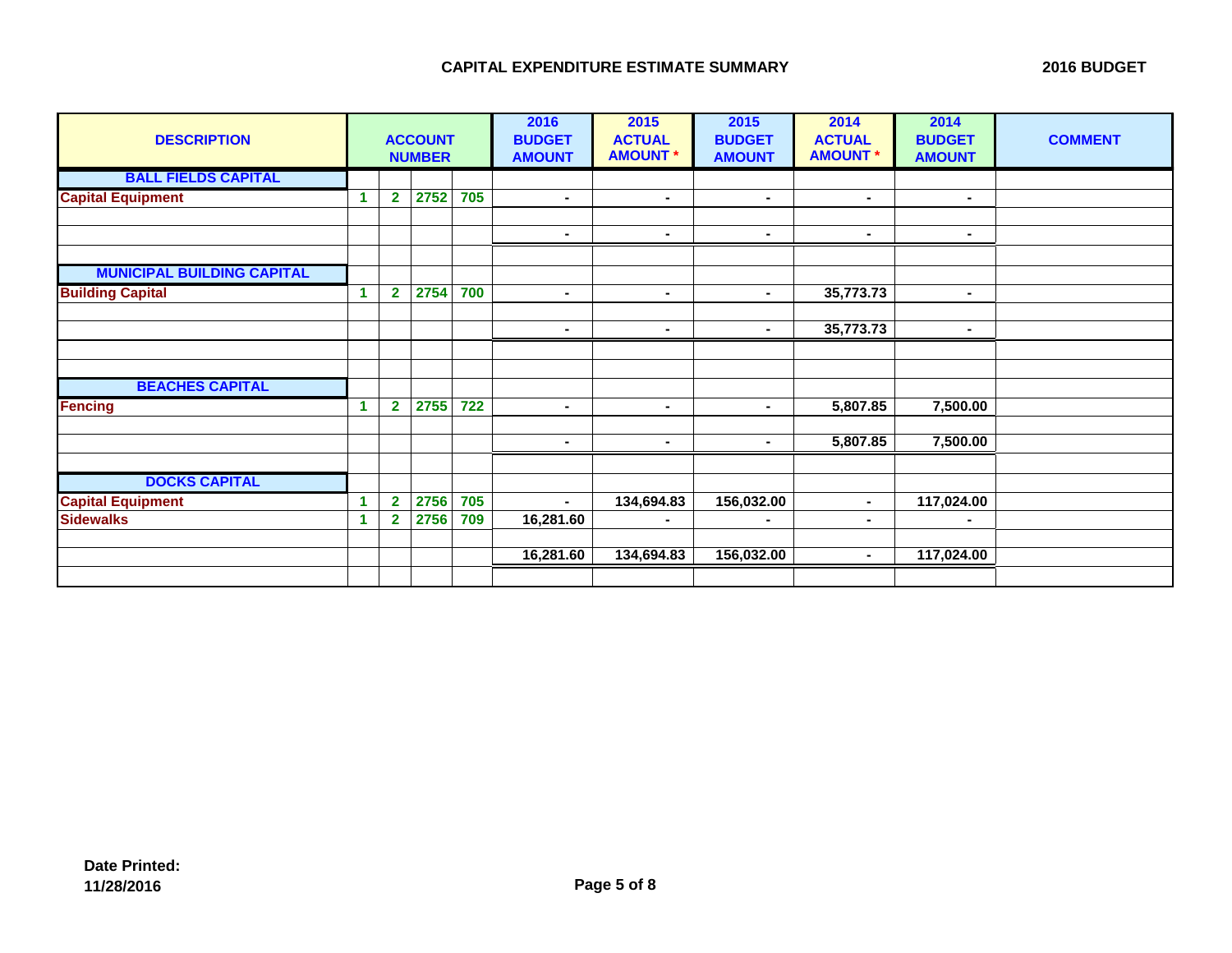**CAPITAL EXPENDITURE ESTIMATE SUMMARY**

**2016 BUDGET**

| DESCRIPTION | ACCOUNT NUMBER | | | | 2016 BUDGET AMOUNT | 2015 ACTUAL AMOUNT * | 2015 BUDGET AMOUNT | 2014 ACTUAL AMOUNT * | 2014 BUDGET AMOUNT | COMMENT |
|---|---|---|---|---|---|---|---|---|---|---|
| **BALL FIELDS CAPITAL** | | | | | | | | | | |
| Capital Equipment | 1 | 2 | 2752 | 705 | - | - | - | - | - | |
| | | | | | | | | | | |
| | | | | | - | - | - | - | - | |
| | | | | | | | | | | |
| **MUNICIPAL BUILDING CAPITAL** | | | | | | | | | | |
| Building Capital | 1 | 2 | 2754 | 700 | - | - | - | 35,773.73 | - | |
| | | | | | | | | | | |
| | | | | | - | - | - | 35,773.73 | - | |
| | | | | | | | | | | |
| | | | | | | | | | | |
| **BEACHES CAPITAL** | | | | | | | | | | |
| Fencing | 1 | 2 | 2755 | 722 | - | - | - | 5,807.85 | 7,500.00 | |
| | | | | | | | | | | |
| | | | | | - | - | - | 5,807.85 | 7,500.00 | |
| | | | | | | | | | | |
| **DOCKS CAPITAL** | | | | | | | | | | |
| Capital Equipment | 1 | 2 | 2756 | 705 | - | 134,694.83 | 156,032.00 | - | 117,024.00 | |
| Sidewalks | 1 | 2 | 2756 | 709 | 16,281.60 | - | - | - | - | |
| | | | | | | | | | | |
| | | | | | 16,281.60 | 134,694.83 | 156,032.00 | - | 117,024.00 | |
| | | | | | | | | | | |

**Date Printed:**
**11/28/2016**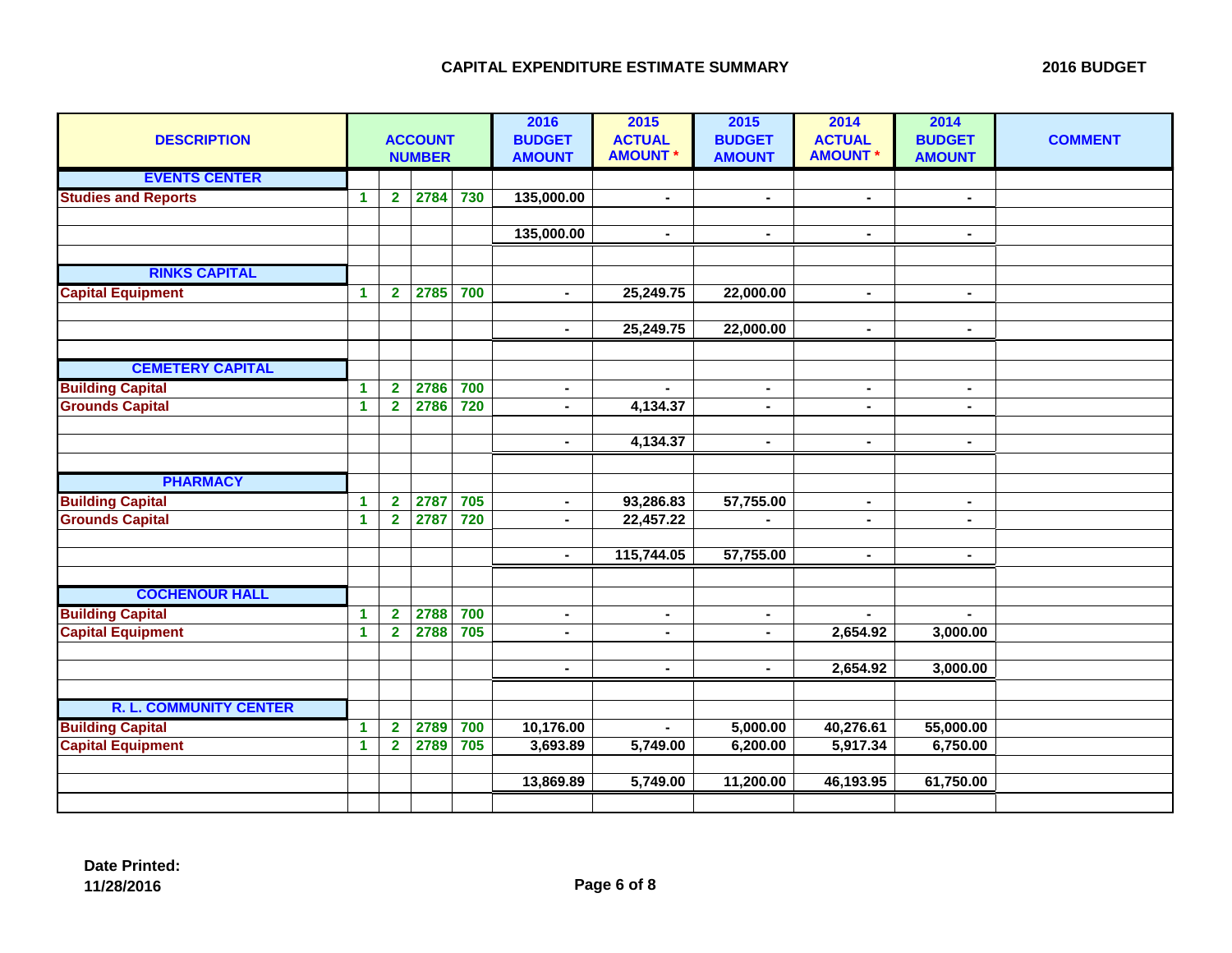## CAPITAL EXPENDITURE ESTIMATE SUMMARY

**2016 BUDGET**

| DESCRIPTION | ACCOUNT NUMBER | | | | 2016 BUDGET AMOUNT | 2015 ACTUAL AMOUNT * | 2015 BUDGET AMOUNT | 2014 ACTUAL AMOUNT * | 2014 BUDGET AMOUNT | COMMENT |
|---|---|---|---|---|---|---|---|---|---|---|
| **EVENTS CENTER** | | | | | | | | | | |
| Studies and Reports | 1 | 2 | 2784 | 730 | 135,000.00 | - | - | - | - | |
| | | | | | | | | | | |
| | | | | | 135,000.00 | - | - | - | - | |
| | | | | | | | | | | |
| **RINKS CAPITAL** | | | | | | | | | | |
| Capital Equipment | 1 | 2 | 2785 | 700 | - | 25,249.75 | 22,000.00 | - | - | |
| | | | | | | | | | | |
| | | | | | - | 25,249.75 | 22,000.00 | - | - | |
| | | | | | | | | | | |
| **CEMETERY CAPITAL** | | | | | | | | | | |
| Building Capital | 1 | 2 | 2786 | 700 | - | - | - | - | - | |
| Grounds Capital | 1 | 2 | 2786 | 720 | - | 4,134.37 | - | - | - | |
| | | | | | | | | | | |
| | | | | | - | 4,134.37 | - | - | - | |
| | | | | | | | | | | |
| **PHARMACY** | | | | | | | | | | |
| Building Capital | 1 | 2 | 2787 | 705 | - | 93,286.83 | 57,755.00 | - | - | |
| Grounds Capital | 1 | 2 | 2787 | 720 | - | 22,457.22 | - | - | - | |
| | | | | | | | | | | |
| | | | | | - | 115,744.05 | 57,755.00 | - | - | |
| | | | | | | | | | | |
| **COCHENOUR HALL** | | | | | | | | | | |
| Building Capital | 1 | 2 | 2788 | 700 | - | - | - | - | - | |
| Capital Equipment | 1 | 2 | 2788 | 705 | - | - | - | 2,654.92 | 3,000.00 | |
| | | | | | | | | | | |
| | | | | | - | - | - | 2,654.92 | 3,000.00 | |
| | | | | | | | | | | |
| **R. L. COMMUNITY CENTER** | | | | | | | | | | |
| Building Capital | 1 | 2 | 2789 | 700 | 10,176.00 | - | 5,000.00 | 40,276.61 | 55,000.00 | |
| Capital Equipment | 1 | 2 | 2789 | 705 | 3,693.89 | 5,749.00 | 6,200.00 | 5,917.34 | 6,750.00 | |
| | | | | | | | | | | |
| | | | | | 13,869.89 | 5,749.00 | 11,200.00 | 46,193.95 | 61,750.00 | |

**Date Printed:**
**11/28/2016**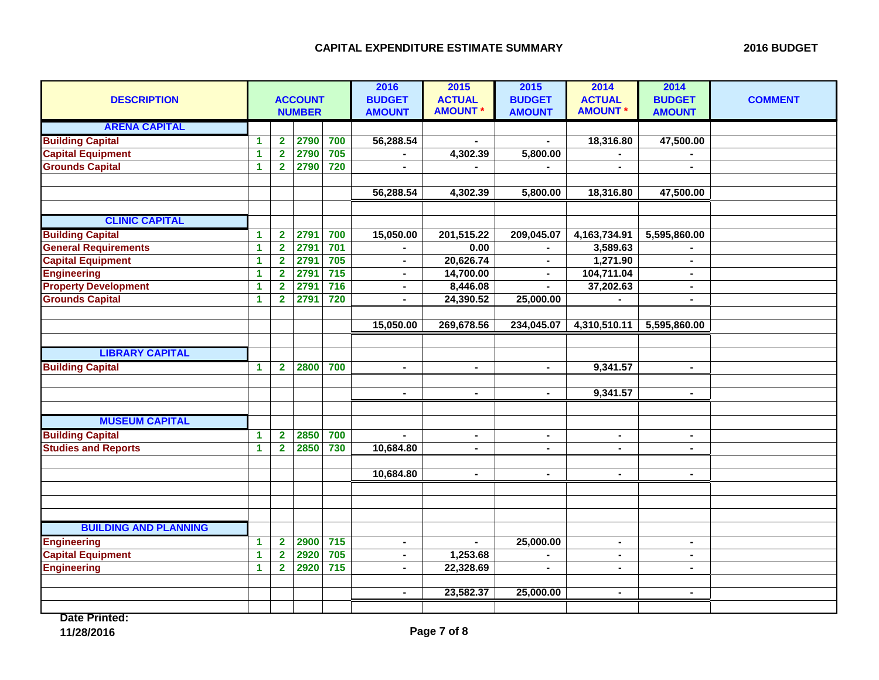## CAPITAL EXPENDITURE ESTIMATE SUMMARY

**2016 BUDGET**

| DESCRIPTION | ACCOUNT NUMBER | | | | 2016 BUDGET AMOUNT | 2015 ACTUAL AMOUNT * | 2015 BUDGET AMOUNT | 2014 ACTUAL AMOUNT * | 2014 BUDGET AMOUNT | COMMENT |
|---|---|---|---|---|---|---|---|---|---|---|
| **ARENA CAPITAL** | | | | | | | | | | |
| Building Capital | 1 | 2 | 2790 | 700 | 56,288.54 | - | - | 18,316.80 | 47,500.00 | |
| Capital Equipment | 1 | 2 | 2790 | 705 | - | 4,302.39 | 5,800.00 | - | - | |
| Grounds Capital | 1 | 2 | 2790 | 720 | - | - | - | - | - | |
| | | | | | 56,288.54 | 4,302.39 | 5,800.00 | 18,316.80 | 47,500.00 | |
| **CLINIC CAPITAL** | | | | | | | | | | |
| Building Capital | 1 | 2 | 2791 | 700 | 15,050.00 | 201,515.22 | 209,045.07 | 4,163,734.91 | 5,595,860.00 | |
| General Requirements | 1 | 2 | 2791 | 701 | - | 0.00 | - | 3,589.63 | - | |
| Capital Equipment | 1 | 2 | 2791 | 705 | - | 20,626.74 | - | 1,271.90 | - | |
| Engineering | 1 | 2 | 2791 | 715 | - | 14,700.00 | - | 104,711.04 | - | |
| Property Development | 1 | 2 | 2791 | 716 | - | 8,446.08 | - | 37,202.63 | - | |
| Grounds Capital | 1 | 2 | 2791 | 720 | - | 24,390.52 | 25,000.00 | - | - | |
| | | | | | 15,050.00 | 269,678.56 | 234,045.07 | 4,310,510.11 | 5,595,860.00 | |
| **LIBRARY CAPITAL** | | | | | | | | | | |
| Building Capital | 1 | 2 | 2800 | 700 | - | - | - | 9,341.57 | - | |
| | | | | | - | - | - | 9,341.57 | - | |
| **MUSEUM CAPITAL** | | | | | | | | | | |
| Building Capital | 1 | 2 | 2850 | 700 | - | - | - | - | - | |
| Studies and Reports | 1 | 2 | 2850 | 730 | 10,684.80 | - | - | - | - | |
| | | | | | 10,684.80 | - | - | - | - | |
| **BUILDING AND PLANNING** | | | | | | | | | | |
| Engineering | 1 | 2 | 2900 | 715 | - | - | 25,000.00 | - | - | |
| Capital Equipment | 1 | 2 | 2920 | 705 | - | 1,253.68 | - | - | - | |
| Engineering | 1 | 2 | 2920 | 715 | - | 22,328.69 | - | - | - | |
| | | | | | - | 23,582.37 | 25,000.00 | - | - | |

**Date Printed:**
**11/28/2016**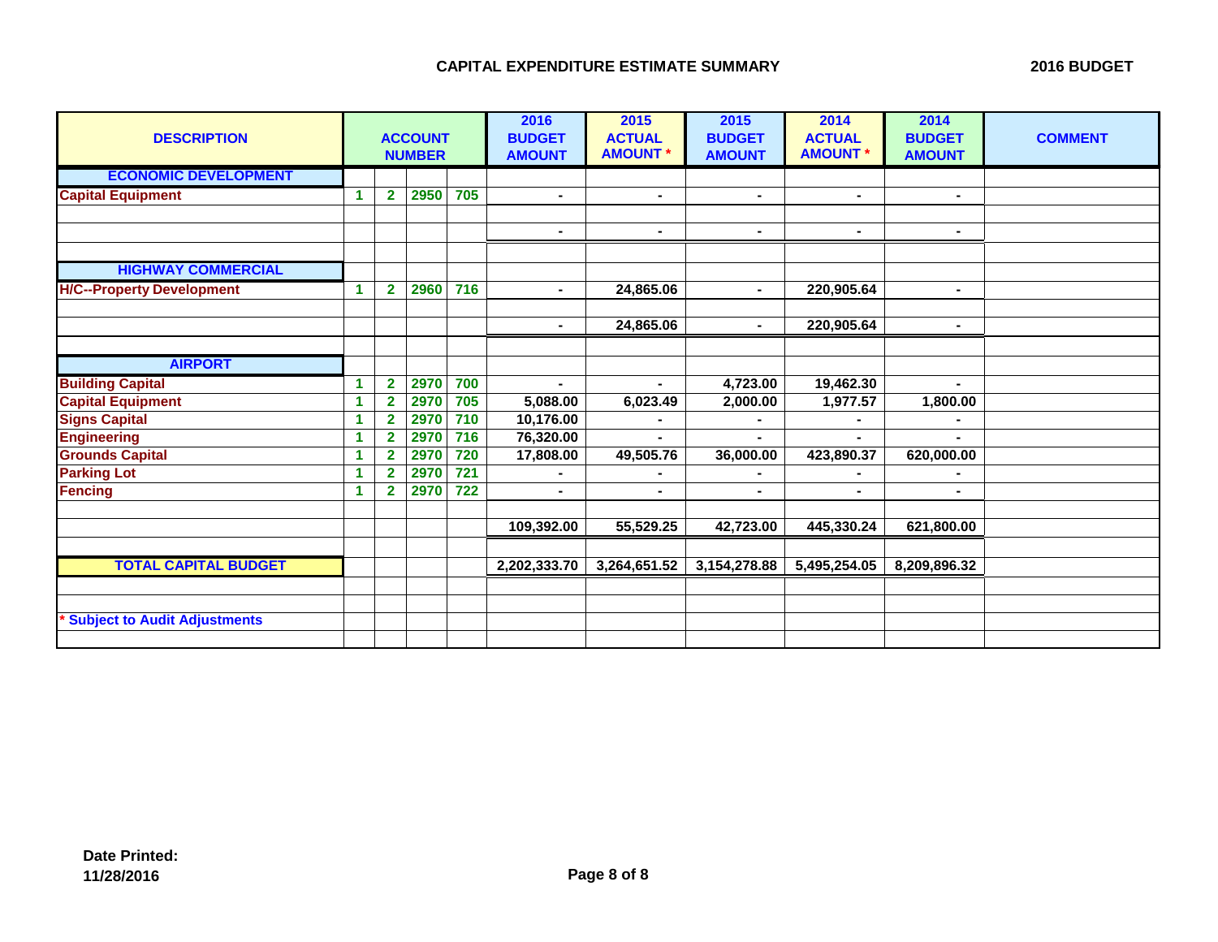## CAPITAL EXPENDITURE ESTIMATE SUMMARY

**2016 BUDGET**

| DESCRIPTION | ACCOUNT NUMBER | | | | 2016 BUDGET AMOUNT | 2015 ACTUAL AMOUNT * | 2015 BUDGET AMOUNT | 2014 ACTUAL AMOUNT * | 2014 BUDGET AMOUNT | COMMENT |
|---|---|---|---|---|---|---|---|---|---|---|
| **ECONOMIC DEVELOPMENT** | | | | | | | | | | |
| Capital Equipment | 1 | 2 | 2950 | 705 | - | - | - | - | - | |
| | | | | | | | | | | |
| | | | | | - | - | - | - | - | |
| | | | | | | | | | | |
| **HIGHWAY COMMERCIAL** | | | | | | | | | | |
| H/C--Property Development | 1 | 2 | 2960 | 716 | - | 24,865.06 | - | 220,905.64 | - | |
| | | | | | | | | | | |
| | | | | | - | 24,865.06 | - | 220,905.64 | - | |
| | | | | | | | | | | |
| **AIRPORT** | | | | | | | | | | |
| Building Capital | 1 | 2 | 2970 | 700 | - | - | 4,723.00 | 19,462.30 | - | |
| Capital Equipment | 1 | 2 | 2970 | 705 | 5,088.00 | 6,023.49 | 2,000.00 | 1,977.57 | 1,800.00 | |
| Signs Capital | 1 | 2 | 2970 | 710 | 10,176.00 | - | - | - | - | |
| Engineering | 1 | 2 | 2970 | 716 | 76,320.00 | - | - | - | - | |
| Grounds Capital | 1 | 2 | 2970 | 720 | 17,808.00 | 49,505.76 | 36,000.00 | 423,890.37 | 620,000.00 | |
| Parking Lot | 1 | 2 | 2970 | 721 | - | - | - | - | - | |
| Fencing | 1 | 2 | 2970 | 722 | - | - | - | - | - | |
| | | | | | | | | | | |
| | | | | | 109,392.00 | 55,529.25 | 42,723.00 | 445,330.24 | 621,800.00 | |
| | | | | | | | | | | |
| **TOTAL CAPITAL BUDGET** | | | | | 2,202,333.70 | 3,264,651.52 | 3,154,278.88 | 5,495,254.05 | 8,209,896.32 | |
| | | | | | | | | | | |
| | | | | | | | | | | |
| * Subject to Audit Adjustments | | | | | | | | | | |

**Date Printed:**
**11/28/2016**